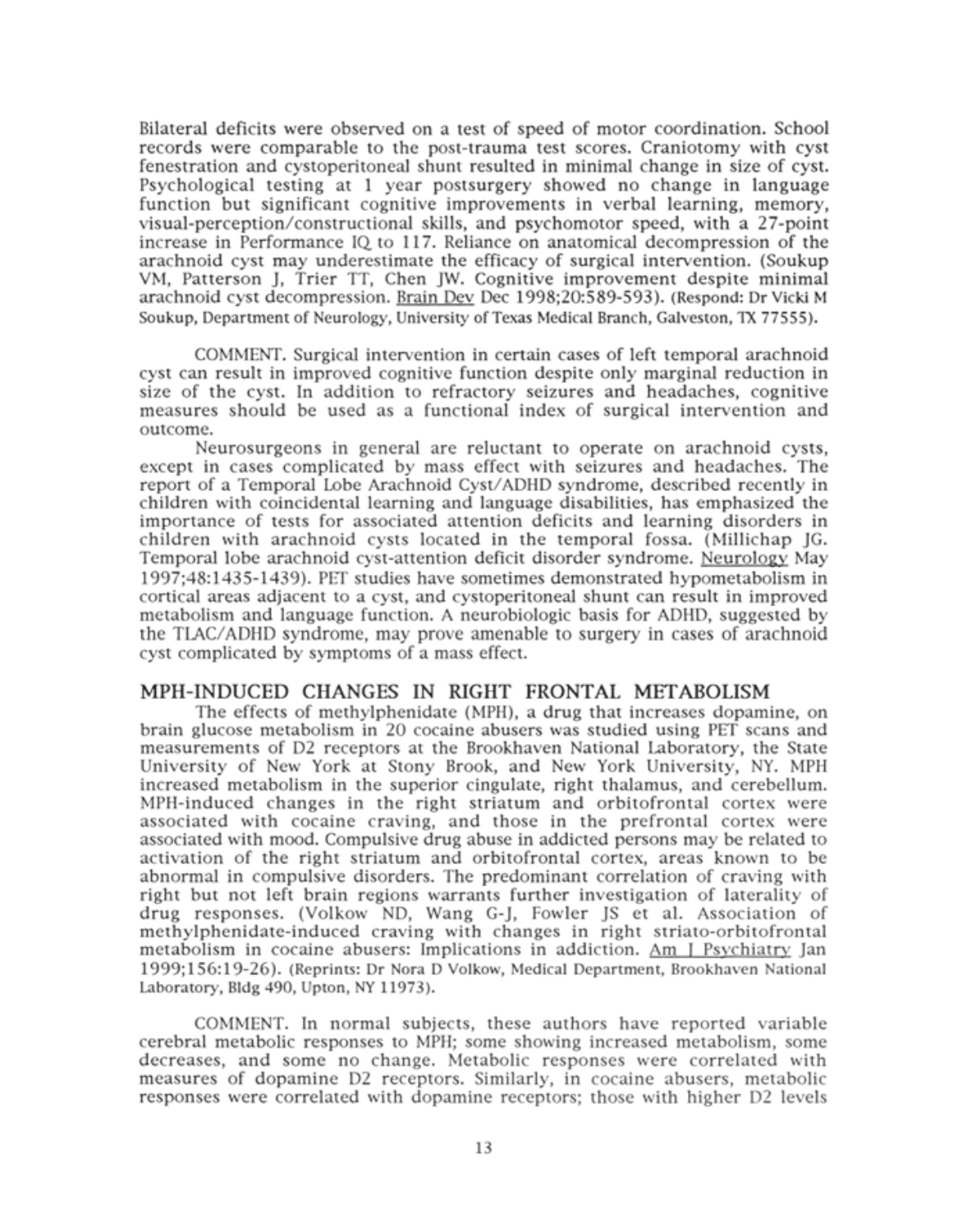Bilateral deficits were observed on a test of speed of motor coordination. School records were comparable to the post-trauma test scores. Craniotomy with cyst fenestration and cystoperitoneal shunt resulted in minimal change in size of cyst. Psychological testing at 1 year postsurgery showed no change in language function but significant cognitive improvements in verbal learning, memory, visual-perception/constructional skills, and psychomotor speed, with a 27-point increase in Performance IQ to 117. Reliance on anatomical decompression of the arachnoid cyst may underestimate the efficacy of surgical intervention. (Soukup VM, Patterson J, Trier TT, Chen JW. Cognitive improvement despite minimal arachnoid cyst decompression. Brain Dev Dec 1998;20:589-593). (Respond: Dr Vicki M Soukup, Department of Neurology, University of Texas Medical Branch, Galveston, TX 77555).

COMMENT. Surgical intervention in certain cases of left temporal arachnoid cyst can result in improved cognitive function despite only marginal reduction in size of the cyst. In addition to refractory seizures and headaches, cognitive measures should be used as a functional index of surgical intervention and outcome.

Neurosurgeons in general are reluctant to operate on arachnoid cysts, except in cases complicated by mass effect with seizures and headaches. The report of a Temporal Lobe Arachnoid Cyst/ADHD syndrome, described recently in children with coincidental learning and language disabilities, has emphasized the importance of tests for associated attention deficits and learning disorders in children with arachnoid cysts located in the temporal fossa. (Millichap JG. Temporal lobe arachnoid cyst-attention deficit disorder syndrome. Neurology May 1997;48:1435-1439). PET studies have sometimes demonstrated hypometabolism in cortical areas adjacent to a cyst, and cystoperitoneal shunt can result in improved metabolism and language function. A neurobiologic basis for ADHD, suggested by the TLAC/ADHD syndrome, may prove amenable to surgery in cases of arachnoid cyst complicated by symptoms of a mass effect.

## MPH-INDUCED CHANGES IN RIGHT FRONTAL METABOLISM

The effects of methylphenidate (MPH), a drug that increases dopamine, on brain glucose metabolism in 20 cocaine abusers was studied using PET scans and measurements of D2 receptors at the Brookhaven National Laboratory, the State University of New York at Stony Brook, and New York University, NY. MPH increased metabolism in the superior cingulate, right thalamus, and cerebellum. MPH-induced changes in the right striatum and orbitofrontal cortex were associated with cocaine craving, and those in the prefrontal cortex were associated with mood. Compulsive drug abuse in addicted persons may be related to activation of the right striatum and orbitofrontal cortex, areas known to be abnormal in compulsive disorders. The predominant correlation of craving with right but not left brain regions warrants further investigation of laterality of drug responses. (Volkow ND, Wang G-J, Fowler JS et al. Association of methylphenidate-induced craving with changes in right striato-orbitofrontal metabolism in cocaine abusers: Implications in addiction. Am J Psychiatry Jan 1999;156:19-26). (Reprints: Dr Nora D Volkow, Medical Department, Brookhaven National Laboratory, Bldg 490, Upton, NY 11973).

COMMENT. In normal subjects, these authors have reported variable cerebral metabolic responses to MPH; some showing increased metabolism, some decreases, and some no change. Metabolic responses were correlated with measures of dopamine D2 receptors. Similarly, in cocaine abusers, metabolic responses were correlated with dopamine receptors; those with higher D2 levels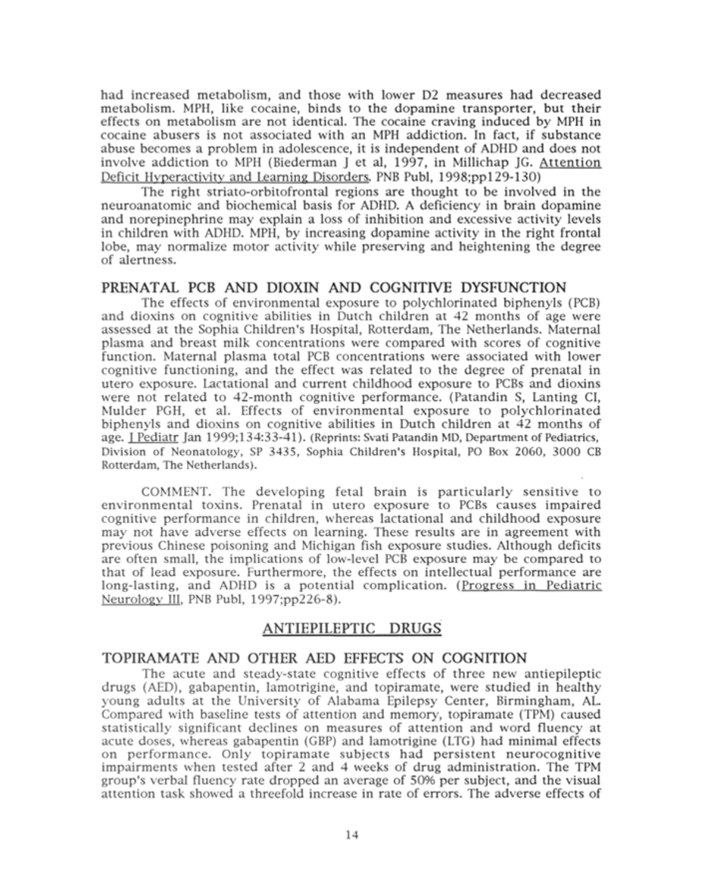had increased metabolism, and those with lower D2 measures had decreased metabolism. MPH, like cocaine, binds to the dopamine transporter, but their effects on metabolism are not identical. The cocaine craving induced by MPH in cocaine abusers is not associated with an MPH addiction. In fact, if substance abuse becomes a problem in adolescence, it is independent of ADHD and does not involve addiction to MPH (Biederman J et al, 1997, in Millichap JG. Attention Deficit Hyperactivity and Learning Disorders. PNB Publ, 1998;pp129-130)

The right striato-orbitofrontal regions are thought to be involved in the neuroanatomic and biochemical basis for ADHD. A deficiency in brain dopamine and norepinephrine may explain a loss of inhibition and excessive activity levels in children with ADHD. MPH, by increasing dopamine activity in the right frontal lobe, may normalize motor activity while preserving and heightening the degree of alertness.

### PRENATAL PCB AND DIOXIN AND COGNITIVE DYSFUNCTION

The effects of environmental exposure to polychlorinated biphenyls (PCB) and dioxins on cognitive abilities in Dutch children at 42 months of age were assessed at the Sophia Children's Hospital, Rotterdam, The Netherlands. Maternal plasma and breast milk concentrations were compared with scores of cognitive function. Maternal plasma total PCB concentrations were associated with lower cognitive functioning, and the effect was related to the degree of prenatal in utero exposure. Lactational and current childhood exposure to PCBs and dioxins were not related to 42-month cognitive performance. (Patandin S, Lanting CI, Mulder PGH, et al. Effects of environmental exposure to polychlorinated biphenyls and dioxins on cognitive abilities in Dutch children at 42 months of age. J Pediatr Jan 1999;134:33-41). (Reprints: Svati Patandin MD, Department of Pediatrics, Division of Neonatology, SP 3435, Sophia Children's Hospital, PO Box 2060, 3000 CB Rotterdam, The Netherlands).

COMMENT. The developing fetal brain is particularly sensitive to environmental toxins. Prenatal in utero exposure to PCBs causes impaired cognitive performance in children, whereas lactational and childhood exposure may not have adverse effects on learning. These results are in agreement with previous Chinese poisoning and Michigan fish exposure studies. Although deficits are often small, the implications of low-level PCB exposure may be compared to that of lead exposure. Furthermore, the effects on intellectual performance are long-lasting, and ADHD is a potential complication. (Progress in Pediatric Neurology III, PNB Publ, 1997;pp226-8).

## ANTIEPILEPTIC DRUGS

### TOPIRAMATE AND OTHER AED EFFECTS ON COGNITION

The acute and steady-state cognitive effects of three new antiepileptic drugs (AED), gabapentin, lamotrigine, and topiramate, were studied in healthy young adults at the University of Alabama Epilepsy Center, Birmingham, AL. Compared with baseline tests of attention and memory, topiramate (TPM) caused statistically significant declines on measures of attention and word fluency at acute doses, whereas gabapentin (GBP) and lamotrigine (LTG) had minimal effects on performance. Only topiramate subjects had persistent neurocognitive impairments when tested after 2 and 4 weeks of drug administration. The TPM group's verbal fluency rate dropped an average of 50% per subject, and the visual attention task showed a threefold increase in rate of errors. The adverse effects of